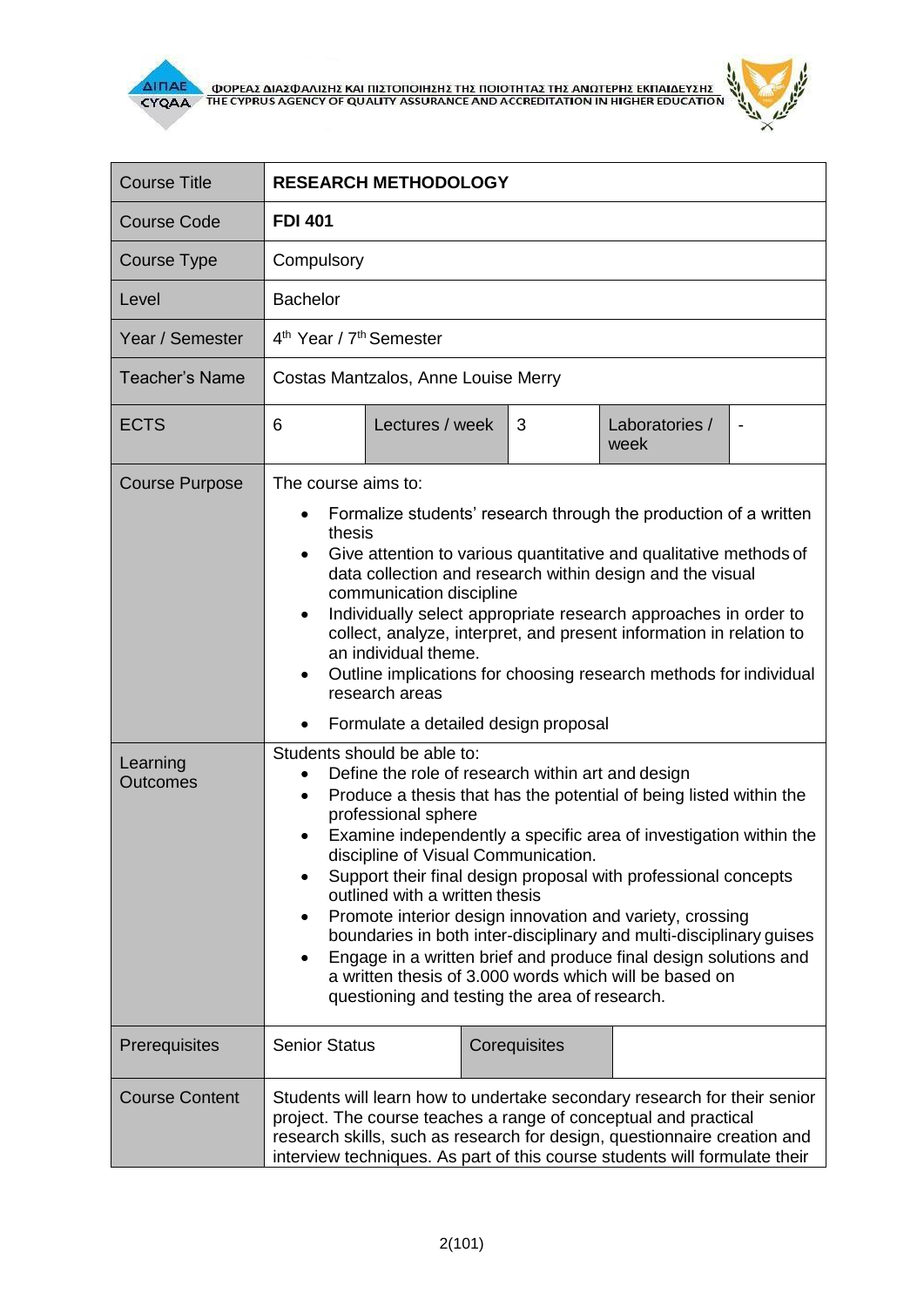| Course Title | **RESEARCH METHODOLOGY** | | | | |
|---|---|---|---|---|---|
| Course Code | **FDI 401** | | | | |
| Course Type | Compulsory | | | | |
| Level | Bachelor | | | | |
| Year / Semester | 4th Year / 7th Semester | | | | |
| Teacher's Name | Costas Mantzalos, Anne Louise Merry | | | | |
| ECTS | 6 | Lectures / week | 3 | Laboratories / week | - |
| Course Purpose | The course aims to:<br>• Formalize students' research through the production of a written thesis<br>• Give attention to various quantitative and qualitative methods of data collection and research within design and the visual communication discipline<br>• Individually select appropriate research approaches in order to collect, analyze, interpret, and present information in relation to an individual theme.<br>• Outline implications for choosing research methods for individual research areas<br>• Formulate a detailed design proposal | | | | |
| Learning Outcomes | Students should be able to:<br>• Define the role of research within art and design<br>• Produce a thesis that has the potential of being listed within the professional sphere<br>• Examine independently a specific area of investigation within the discipline of Visual Communication.<br>• Support their final design proposal with professional concepts outlined with a written thesis<br>• Promote interior design innovation and variety, crossing boundaries in both inter-disciplinary and multi-disciplinary guises<br>• Engage in a written brief and produce final design solutions and a written thesis of 3.000 words which will be based on questioning and testing the area of research. | | | | |
| Prerequisites | Senior Status | | Corequisites | | |
| Course Content | Students will learn how to undertake secondary research for their senior project. The course teaches a range of conceptual and practical research skills, such as research for design, questionnaire creation and interview techniques. As part of this course students will formulate their | | | | |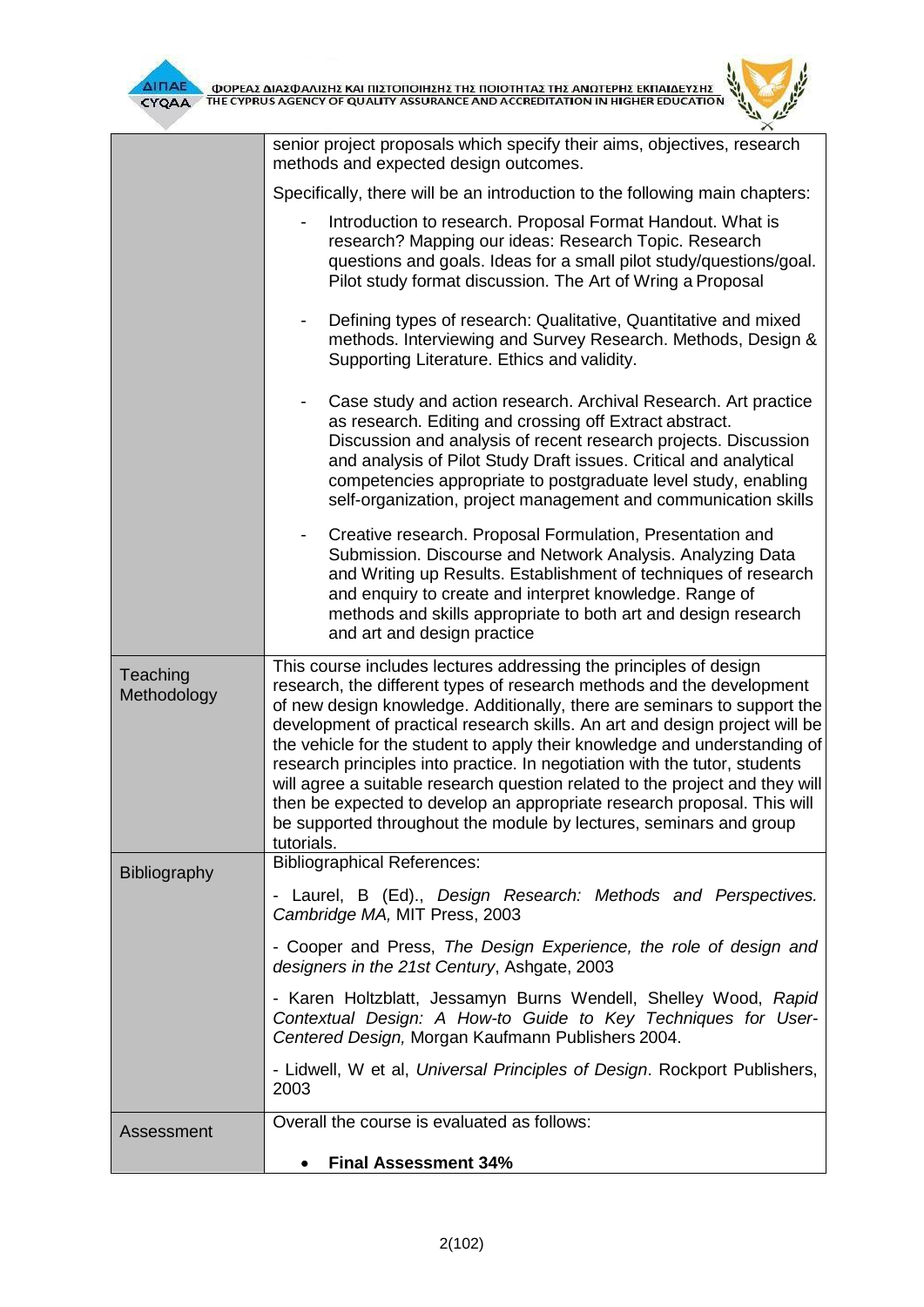| | |
|---|---|
| | senior project proposals which specify their aims, objectives, research methods and expected design outcomes.<br><br>Specifically, there will be an introduction to the following main chapters:<br><br>- Introduction to research. Proposal Format Handout. What is research? Mapping our ideas: Research Topic. Research questions and goals. Ideas for a small pilot study/questions/goal. Pilot study format discussion. The Art of Wring a Proposal<br>- Defining types of research: Qualitative, Quantitative and mixed methods. Interviewing and Survey Research. Methods, Design & Supporting Literature. Ethics and validity.<br>- Case study and action research. Archival Research. Art practice as research. Editing and crossing off Extract abstract. Discussion and analysis of recent research projects. Discussion and analysis of Pilot Study Draft issues. Critical and analytical competencies appropriate to postgraduate level study, enabling self-organization, project management and communication skills<br>- Creative research. Proposal Formulation, Presentation and Submission. Discourse and Network Analysis. Analyzing Data and Writing up Results. Establishment of techniques of research and enquiry to create and interpret knowledge. Range of methods and skills appropriate to both art and design research and art and design practice |
| Teaching Methodology | This course includes lectures addressing the principles of design research, the different types of research methods and the development of new design knowledge. Additionally, there are seminars to support the development of practical research skills. An art and design project will be the vehicle for the student to apply their knowledge and understanding of research principles into practice. In negotiation with the tutor, students will agree a suitable research question related to the project and they will then be expected to develop an appropriate research proposal. This will be supported throughout the module by lectures, seminars and group tutorials. |
| Bibliography | Bibliographical References:<br><br>- Laurel, B (Ed)., *Design Research: Methods and Perspectives. Cambridge MA,* MIT Press, 2003<br><br>- Cooper and Press, *The Design Experience, the role of design and designers in the 21st Century*, Ashgate, 2003<br><br>- Karen Holtzblatt, Jessamyn Burns Wendell, Shelley Wood, *Rapid Contextual Design: A How-to Guide to Key Techniques for User-Centered Design,* Morgan Kaufmann Publishers 2004.<br><br>- Lidwell, W et al, *Universal Principles of Design*. Rockport Publishers, 2003 |
| Assessment | Overall the course is evaluated as follows:<br><br>• **Final Assessment 34%** |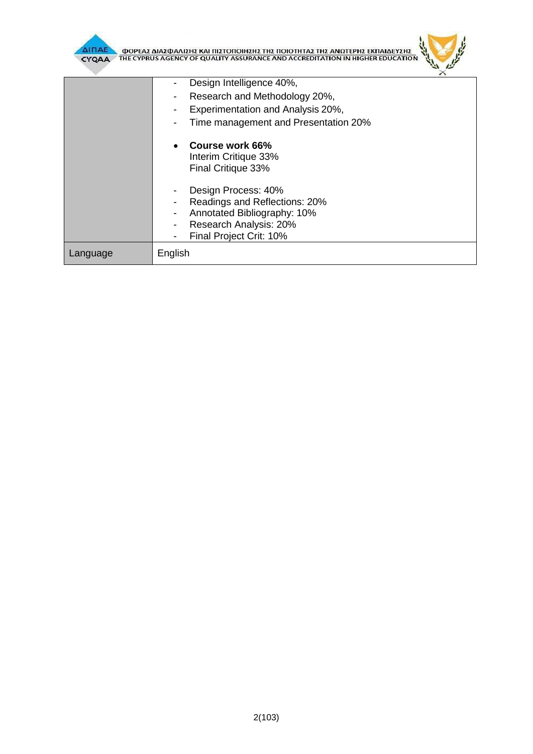| | |
|---|---|
| | - Design Intelligence 40%,<br>- Research and Methodology 20%,<br>- Experimentation and Analysis 20%,<br>- Time management and Presentation 20%<br><br>• **Course work 66%**<br>Interim Critique 33%<br>Final Critique 33%<br><br>- Design Process: 40%<br>- Readings and Reflections: 20%<br>- Annotated Bibliography: 10%<br>- Research Analysis: 20%<br>- Final Project Crit: 10% |
| Language | English |